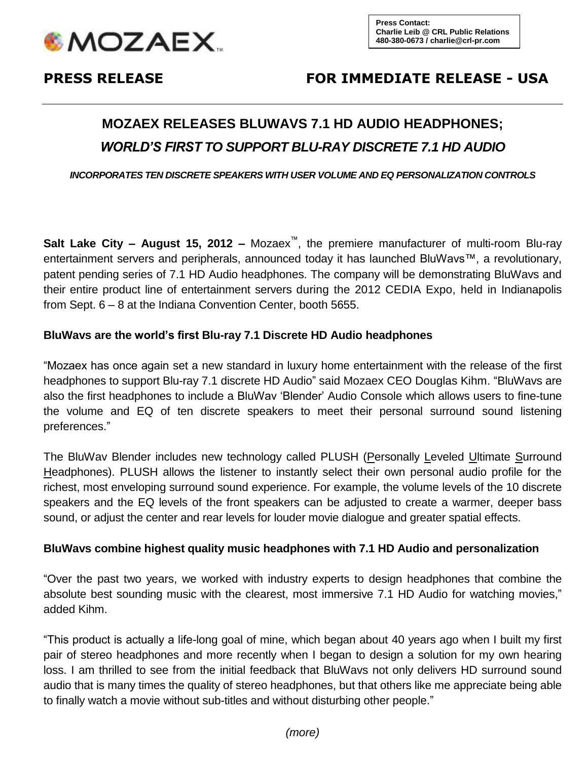MOZAEX™

**Press Contact:**
**Charlie Leib @ CRL Public Relations**
**480-380-0673 / charlie@crl-pr.com**

**PRESS RELEASE** **FOR IMMEDIATE RELEASE - USA**

# MOZAEX RELEASES BLUWAVS 7.1 HD AUDIO HEADPHONES; *WORLD'S FIRST TO SUPPORT BLU-RAY DISCRETE 7.1 HD AUDIO*

***INCORPORATES TEN DISCRETE SPEAKERS WITH USER VOLUME AND EQ PERSONALIZATION CONTROLS***

**Salt Lake City – August 15, 2012 –** Mozaex™, the premiere manufacturer of multi-room Blu-ray entertainment servers and peripherals, announced today it has launched BluWavs™, a revolutionary, patent pending series of 7.1 HD Audio headphones. The company will be demonstrating BluWavs and their entire product line of entertainment servers during the 2012 CEDIA Expo, held in Indianapolis from Sept. 6 – 8 at the Indiana Convention Center, booth 5655.

**BluWavs are the world's first Blu-ray 7.1 Discrete HD Audio headphones**

"Mozaex has once again set a new standard in luxury home entertainment with the release of the first headphones to support Blu-ray 7.1 discrete HD Audio" said Mozaex CEO Douglas Kihm. "BluWavs are also the first headphones to include a BluWav 'Blender' Audio Console which allows users to fine-tune the volume and EQ of ten discrete speakers to meet their personal surround sound listening preferences."

The BluWav Blender includes new technology called PLUSH (Personally Leveled Ultimate Surround Headphones). PLUSH allows the listener to instantly select their own personal audio profile for the richest, most enveloping surround sound experience. For example, the volume levels of the 10 discrete speakers and the EQ levels of the front speakers can be adjusted to create a warmer, deeper bass sound, or adjust the center and rear levels for louder movie dialogue and greater spatial effects.

**BluWavs combine highest quality music headphones with 7.1 HD Audio and personalization**

"Over the past two years, we worked with industry experts to design headphones that combine the absolute best sounding music with the clearest, most immersive 7.1 HD Audio for watching movies," added Kihm.

"This product is actually a life-long goal of mine, which began about 40 years ago when I built my first pair of stereo headphones and more recently when I began to design a solution for my own hearing loss. I am thrilled to see from the initial feedback that BluWavs not only delivers HD surround sound audio that is many times the quality of stereo headphones, but that others like me appreciate being able to finally watch a movie without sub-titles and without disturbing other people."

*(more)*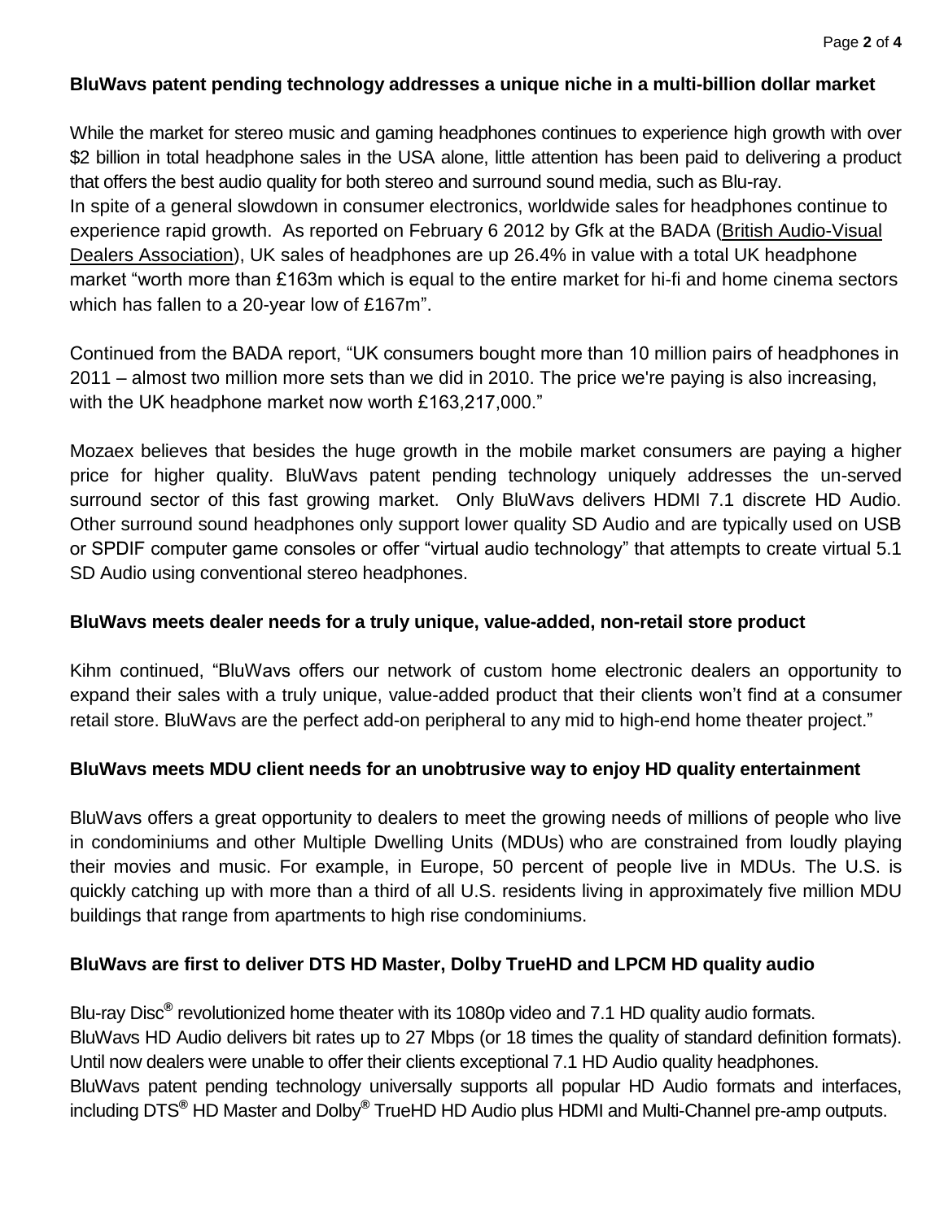**BluWavs patent pending technology addresses a unique niche in a multi-billion dollar market**

While the market for stereo music and gaming headphones continues to experience high growth with over $2 billion in total headphone sales in the USA alone, little attention has been paid to delivering a product that offers the best audio quality for both stereo and surround sound media, such as Blu-ray.
In spite of a general slowdown in consumer electronics, worldwide sales for headphones continue to experience rapid growth. As reported on February 6 2012 by Gfk at the BADA (British Audio-Visual Dealers Association), UK sales of headphones are up 26.4% in value with a total UK headphone market "worth more than £163m which is equal to the entire market for hi-fi and home cinema sectors which has fallen to a 20-year low of £167m".

Continued from the BADA report, "UK consumers bought more than 10 million pairs of headphones in 2011 – almost two million more sets than we did in 2010. The price we're paying is also increasing, with the UK headphone market now worth £163,217,000."

Mozaex believes that besides the huge growth in the mobile market consumers are paying a higher price for higher quality. BluWavs patent pending technology uniquely addresses the un-served surround sector of this fast growing market. Only BluWavs delivers HDMI 7.1 discrete HD Audio. Other surround sound headphones only support lower quality SD Audio and are typically used on USB or SPDIF computer game consoles or offer "virtual audio technology" that attempts to create virtual 5.1 SD Audio using conventional stereo headphones.

**BluWavs meets dealer needs for a truly unique, value-added, non-retail store product**

Kihm continued, "BluWavs offers our network of custom home electronic dealers an opportunity to expand their sales with a truly unique, value-added product that their clients won't find at a consumer retail store. BluWavs are the perfect add-on peripheral to any mid to high-end home theater project."

**BluWavs meets MDU client needs for an unobtrusive way to enjoy HD quality entertainment**

BluWavs offers a great opportunity to dealers to meet the growing needs of millions of people who live in condominiums and other Multiple Dwelling Units (MDUs) who are constrained from loudly playing their movies and music. For example, in Europe, 50 percent of people live in MDUs. The U.S. is quickly catching up with more than a third of all U.S. residents living in approximately five million MDU buildings that range from apartments to high rise condominiums.

**BluWavs are first to deliver DTS HD Master, Dolby TrueHD and LPCM HD quality audio**

Blu-ray Disc® revolutionized home theater with its 1080p video and 7.1 HD quality audio formats.
BluWavs HD Audio delivers bit rates up to 27 Mbps (or 18 times the quality of standard definition formats).
Until now dealers were unable to offer their clients exceptional 7.1 HD Audio quality headphones.
BluWavs patent pending technology universally supports all popular HD Audio formats and interfaces, including DTS® HD Master and Dolby® TrueHD HD Audio plus HDMI and Multi-Channel pre-amp outputs.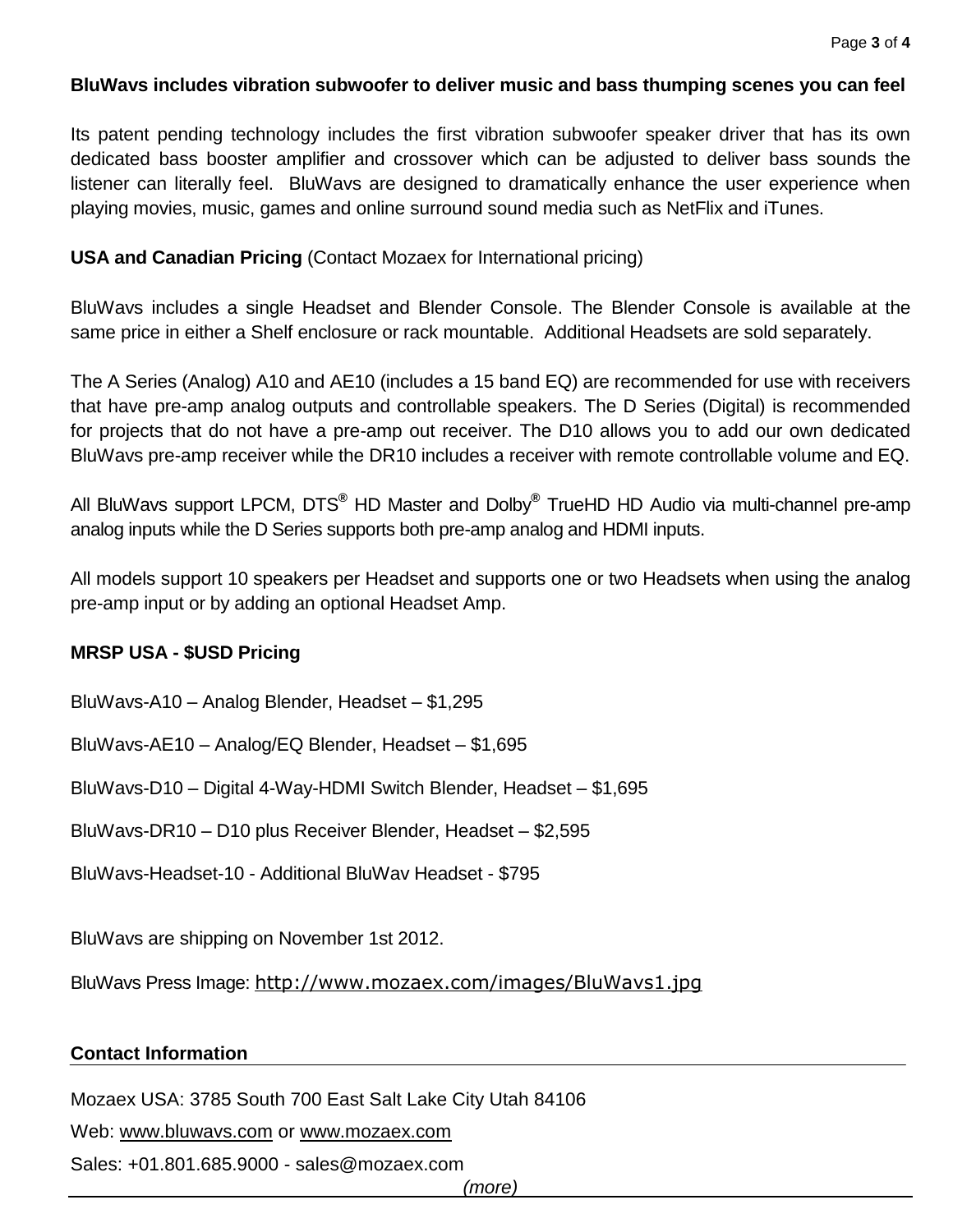**BluWavs includes vibration subwoofer to deliver music and bass thumping scenes you can feel**

Its patent pending technology includes the first vibration subwoofer speaker driver that has its own dedicated bass booster amplifier and crossover which can be adjusted to deliver bass sounds the listener can literally feel. BluWavs are designed to dramatically enhance the user experience when playing movies, music, games and online surround sound media such as NetFlix and iTunes.

**USA and Canadian Pricing** (Contact Mozaex for International pricing)

BluWavs includes a single Headset and Blender Console. The Blender Console is available at the same price in either a Shelf enclosure or rack mountable. Additional Headsets are sold separately.

The A Series (Analog) A10 and AE10 (includes a 15 band EQ) are recommended for use with receivers that have pre-amp analog outputs and controllable speakers. The D Series (Digital) is recommended for projects that do not have a pre-amp out receiver. The D10 allows you to add our own dedicated BluWavs pre-amp receiver while the DR10 includes a receiver with remote controllable volume and EQ.

All BluWavs support LPCM, DTS® HD Master and Dolby® TrueHD HD Audio via multi-channel pre-amp analog inputs while the D Series supports both pre-amp analog and HDMI inputs.

All models support 10 speakers per Headset and supports one or two Headsets when using the analog pre-amp input or by adding an optional Headset Amp.

**MRSP USA - $USD Pricing**

BluWavs-A10 – Analog Blender, Headset – $1,295

BluWavs-AE10 – Analog/EQ Blender, Headset – $1,695

BluWavs-D10 – Digital 4-Way-HDMI Switch Blender, Headset – $1,695

BluWavs-DR10 – D10 plus Receiver Blender, Headset – $2,595

BluWavs-Headset-10 - Additional BluWav Headset - $795

BluWavs are shipping on November 1st 2012.

BluWavs Press Image: http://www.mozaex.com/images/BluWavs1.jpg

**Contact Information**

Mozaex USA: 3785 South 700 East Salt Lake City Utah 84106

Web: www.bluwavs.com or www.mozaex.com

Sales: +01.801.685.9000 - sales@mozaex.com

*(more)*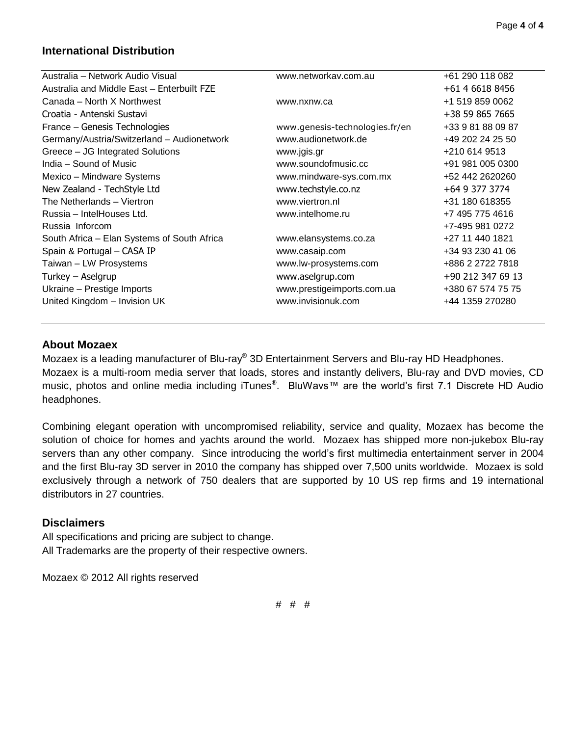## International Distribution

| | | |
|---|---|---|
| Australia – Network Audio Visual | www.networkav.com.au | +61 290 118 082 |
| Australia and Middle East – Enterbuilt FZE | | +61 4 6618 8456 |
| Canada – North X Northwest | www.nxnw.ca | +1 519 859 0062 |
| Croatia - Antenski Sustavi | | +38 59 865 7665 |
| France – Genesis Technologies | www.genesis-technologies.fr/en | +33 9 81 88 09 87 |
| Germany/Austria/Switzerland – Audionetwork | www.audionetwork.de | +49 202 24 25 50 |
| Greece – JG Integrated Solutions | www.jgis.gr | +210 614 9513 |
| India – Sound of Music | www.soundofmusic.cc | +91 981 005 0300 |
| Mexico – Mindware Systems | www.mindware-sys.com.mx | +52 442 2620260 |
| New Zealand - TechStyle Ltd | www.techstyle.co.nz | +64 9 377 3774 |
| The Netherlands – Viertron | www.viertron.nl | +31 180 618355 |
| Russia – IntelHouses Ltd. | www.intelhome.ru | +7 495 775 4616 |
| Russia Inforcom | | +7-495 981 0272 |
| South Africa – Elan Systems of South Africa | www.elansystems.co.za | +27 11 440 1821 |
| Spain & Portugal – CASA IP | www.casaip.com | +34 93 230 41 06 |
| Taiwan – LW Prosystems | www.lw-prosystems.com | +886 2 2722 7818 |
| Turkey – Aselgrup | www.aselgrup.com | +90 212 347 69 13 |
| Ukraine – Prestige Imports | www.prestigeimports.com.ua | +380 67 574 75 75 |
| United Kingdom – Invision UK | www.invisionuk.com | +44 1359 270280 |

## About Mozaex

Mozaex is a leading manufacturer of Blu-ray® 3D Entertainment Servers and Blu-ray HD Headphones. Mozaex is a multi-room media server that loads, stores and instantly delivers, Blu-ray and DVD movies, CD music, photos and online media including iTunes®. BluWavs™ are the world's first 7.1 Discrete HD Audio headphones.

Combining elegant operation with uncompromised reliability, service and quality, Mozaex has become the solution of choice for homes and yachts around the world. Mozaex has shipped more non-jukebox Blu-ray servers than any other company. Since introducing the world's first multimedia entertainment server in 2004 and the first Blu-ray 3D server in 2010 the company has shipped over 7,500 units worldwide. Mozaex is sold exclusively through a network of 750 dealers that are supported by 10 US rep firms and 19 international distributors in 27 countries.

## Disclaimers

All specifications and pricing are subject to change.
All Trademarks are the property of their respective owners.

Mozaex © 2012 All rights reserved

# # #